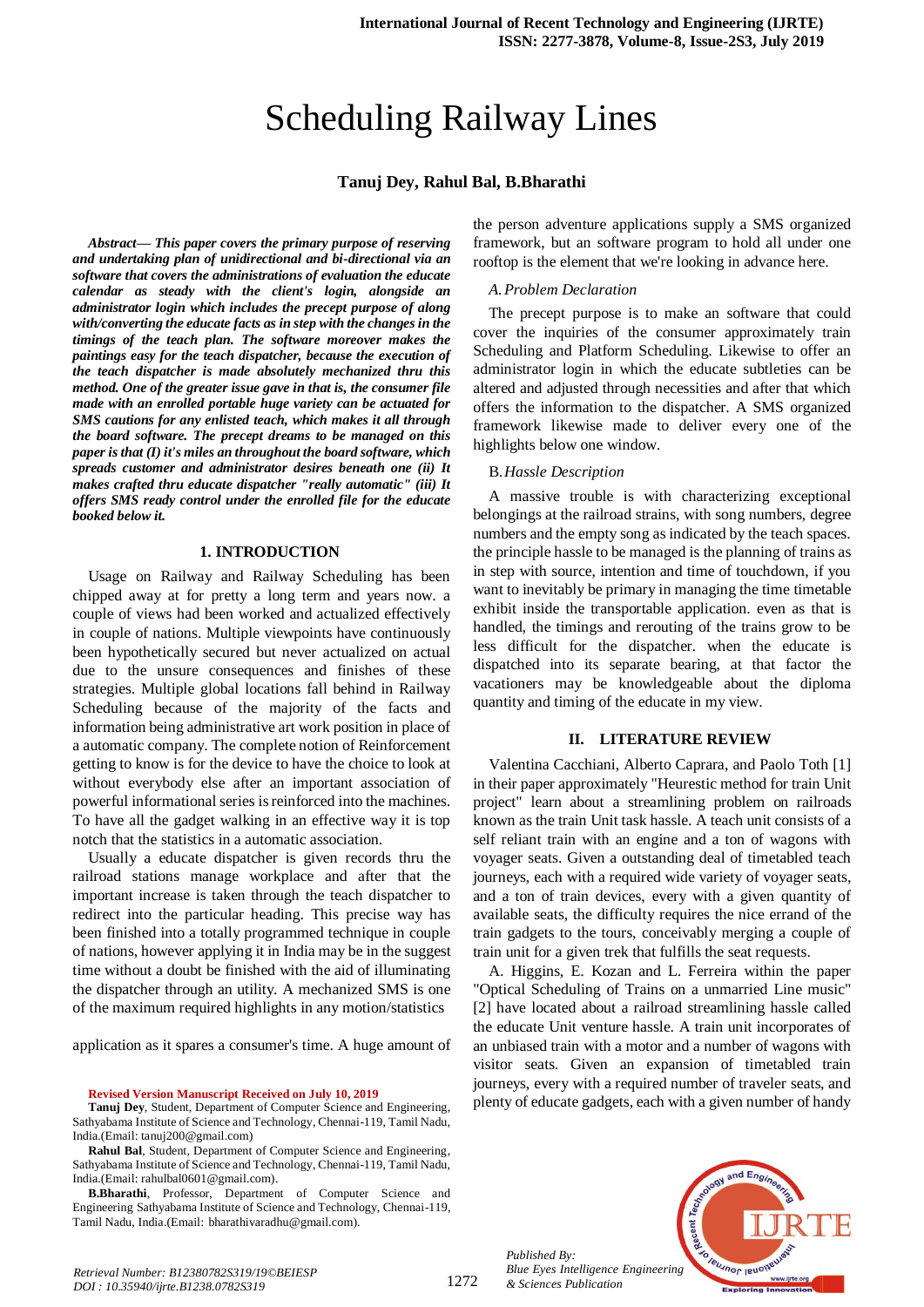# Scheduling Railway Lines

**Tanuj Dey, Rahul Bal, B.Bharathi**

***Abstract— This paper covers the primary purpose of reserving and undertaking plan of unidirectional and bi-directional via an software that covers the administrations of evaluation the educate calendar as steady with the client's login, alongside an administrator login which includes the precept purpose of along with/converting the educate facts as in step with the changes in the timings of the teach plan. The software moreover makes the paintings easy for the teach dispatcher, because the execution of the teach dispatcher is made absolutely mechanized thru this method. One of the greater issue gave in that is, the consumer file made with an enrolled portable huge variety can be actuated for SMS cautions for any enlisted teach, which makes it all through the board software. The precept dreams to be managed on this paper is that (I) it's miles an throughout the board software, which spreads customer and administrator desires beneath one (ii) It makes crafted thru educate dispatcher "really automatic" (iii) It offers SMS ready control under the enrolled file for the educate booked below it.***

## 1. INTRODUCTION

Usage on Railway and Railway Scheduling has been chipped away at for pretty a long term and years now. a couple of views had been worked and actualized effectively in couple of nations. Multiple viewpoints have continuously been hypothetically secured but never actualized on actual due to the unsure consequences and finishes of these strategies. Multiple global locations fall behind in Railway Scheduling because of the majority of the facts and information being administrative art work position in place of a automatic company. The complete notion of Reinforcement getting to know is for the device to have the choice to look at without everybody else after an important association of powerful informational series is reinforced into the machines. To have all the gadget walking in an effective way it is top notch that the statistics in a automatic association.

Usually a educate dispatcher is given records thru the railroad stations manage workplace and after that the important increase is taken through the teach dispatcher to redirect into the particular heading. This precise way has been finished into a totally programmed technique in couple of nations, however applying it in India may be in the suggest time without a doubt be finished with the aid of illuminating the dispatcher through an utility. A mechanized SMS is one of the maximum required highlights in any motion/statistics

application as it spares a consumer's time. A huge amount of the person adventure applications supply a SMS organized framework, but an software program to hold all under one rooftop is the element that we're looking in advance here.

### *A. Problem Declaration*

The precept purpose is to make an software that could cover the inquiries of the consumer approximately train Scheduling and Platform Scheduling. Likewise to offer an administrator login in which the educate subtleties can be altered and adjusted through necessities and after that which offers the information to the dispatcher. A SMS organized framework likewise made to deliver every one of the highlights below one window.

### *B. Hassle Description*

A massive trouble is with characterizing exceptional belongings at the railroad strains, with song numbers, degree numbers and the empty song as indicated by the teach spaces. the principle hassle to be managed is the planning of trains as in step with source, intention and time of touchdown, if you want to inevitably be primary in managing the time timetable exhibit inside the transportable application. even as that is handled, the timings and rerouting of the trains grow to be less difficult for the dispatcher. when the educate is dispatched into its separate bearing, at that factor the vacationers may be knowledgeable about the diploma quantity and timing of the educate in my view.

## II. LITERATURE REVIEW

Valentina Cacchiani, Alberto Caprara, and Paolo Toth [1] in their paper approximately "Heurestic method for train Unit project" learn about a streamlining problem on railroads known as the train Unit task hassle. A teach unit consists of a self reliant train with an engine and a ton of wagons with voyager seats. Given a outstanding deal of timetabled teach journeys, each with a required wide variety of voyager seats, and a ton of train devices, every with a given quantity of available seats, the difficulty requires the nice errand of the train gadgets to the tours, conceivably merging a couple of train unit for a given trek that fulfills the seat requests.

A. Higgins, E. Kozan and L. Ferreira within the paper "Optical Scheduling of Trains on a unmarried Line music" [2] have located about a railroad streamlining hassle called the educate Unit venture hassle. A train unit incorporates of an unbiased train with a motor and a number of wagons with visitor seats. Given an expansion of timetabled train journeys, every with a required number of traveler seats, and plenty of educate gadgets, each with a given number of handy

**Revised Version Manuscript Received on July 10, 2019**

**Tanuj Dey**, Student, Department of Computer Science and Engineering, Sathyabama Institute of Science and Technology, Chennai-119, Tamil Nadu, India.(Email: tanuj200@gmail.com)

**Rahul Bal**, Student, Department of Computer Science and Engineering, Sathyabama Institute of Science and Technology, Chennai-119, Tamil Nadu, India.(Email: rahulbal0601@gmail.com).

**B.Bharathi**, Professor, Department of Computer Science and Engineering Sathyabama Institute of Science and Technology, Chennai-119, Tamil Nadu, India.(Email: bharathivaradhu@gmail.com).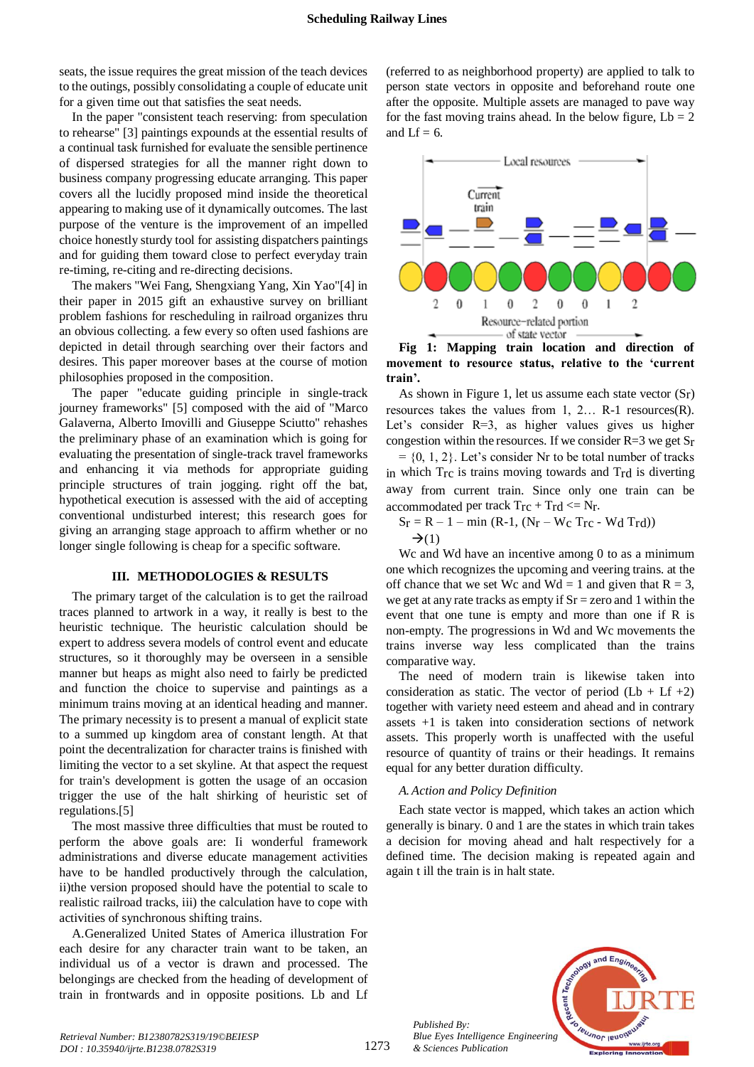seats, the issue requires the great mission of the teach devices to the outings, possibly consolidating a couple of educate unit for a given time out that satisfies the seat needs.

In the paper "consistent teach reserving: from speculation to rehearse" [3] paintings expounds at the essential results of a continual task furnished for evaluate the sensible pertinence of dispersed strategies for all the manner right down to business company progressing educate arranging. This paper covers all the lucidly proposed mind inside the theoretical appearing to making use of it dynamically outcomes. The last purpose of the venture is the improvement of an impelled choice honestly sturdy tool for assisting dispatchers paintings and for guiding them toward close to perfect everyday train re-timing, re-citing and re-directing decisions.

The makers "Wei Fang, Shengxiang Yang, Xin Yao"[4] in their paper in 2015 gift an exhaustive survey on brilliant issue problem fashions for rescheduling in railroad organizes thru an obvious collecting. a few every so often used fashions are depicted in detail through searching over their factors and desires. This paper moreover bases at the course of motion philosophies proposed in the composition.

The paper "educate guiding principle in single-track journey frameworks" [5] composed with the aid of "Marco Galaverna, Alberto Imovilli and Giuseppe Sciutto" rehashes the preliminary phase of an examination which is going for evaluating the presentation of single-track travel frameworks and enhancing it via methods for appropriate guiding principle structures of train jogging. right off the bat, hypothetical execution is assessed with the aid of accepting conventional undisturbed interest; this research goes for giving an arranging stage approach to affirm whether or no longer single following is cheap for a specific software.

## III. METHODOLOGIES & RESULTS

The primary target of the calculation is to get the railroad traces planned to artwork in a way, it really is best to the heuristic technique. The heuristic calculation should be expert to address severa models of control event and educate structures, so it thoroughly may be overseen in a sensible manner but heaps as might also need to fairly be predicted and function the choice to supervise and paintings as a minimum trains moving at an identical heading and manner. The primary necessity is to present a manual of explicit state to a summed up kingdom area of constant length. At that point the decentralization for character trains is finished with limiting the vector to a set skyline. At that aspect the request for train's development is gotten the usage of an occasion trigger the use of the halt shirking of heuristic set of regulations.[5]

The most massive three difficulties that must be routed to perform the above goals are: Ii wonderful framework administrations and diverse educate management activities have to be handled productively through the calculation, ii)the version proposed should have the potential to scale to realistic railroad tracks, iii) the calculation have to cope with activities of synchronous shifting trains.

A.Generalized United States of America illustration For each desire for any character train want to be taken, an individual us of a vector is drawn and processed. The belongings are checked from the heading of development of train in frontwards and in opposite positions. Lb and Lf (referred to as neighborhood property) are applied to talk to person state vectors in opposite and beforehand route one after the opposite. Multiple assets are managed to pave way for the fast moving trains ahead. In the below figure, Lb = 2 and Lf = 6.

**Fig 1: Mapping train location and direction of movement to resource status, relative to the 'current train'.**

As shown in Figure 1, let us assume each state vector ($S_r$) resources takes the values from 1, 2… R-1 resources(R). Let's consider R=3, as higher values gives us higher congestion within the resources. If we consider R=3 we get $S_r$ = {0, 1, 2}. Let's consider Nr to be total number of tracks in which $T_{rc}$ is trains moving towards and $T_{rd}$ is diverting away from current train. Since only one train can be accommodated per track $T_{rc} + T_{rd} <= N_r$.

$$S_r = R - 1 - \min(R\text{-}1, (N_r - W_c T_{rc} - W_d T_{rd})) \rightarrow (1)$$

Wc and Wd have an incentive among 0 to as a minimum one which recognizes the upcoming and veering trains. at the off chance that we set Wc and Wd = 1 and given that R = 3, we get at any rate tracks as empty if Sr = zero and 1 within the event that one tune is empty and more than one if R is non-empty. The progressions in Wd and Wc movements the trains inverse way less complicated than the trains comparative way.

The need of modern train is likewise taken into consideration as static. The vector of period (Lb + Lf +2) together with variety need esteem and ahead and in contrary assets +1 is taken into consideration sections of network assets. This properly worth is unaffected with the useful resource of quantity of trains or their headings. It remains equal for any better duration difficulty.

### *A. Action and Policy Definition*

Each state vector is mapped, which takes an action which generally is binary. 0 and 1 are the states in which train takes a decision for moving ahead and halt respectively for a defined time. The decision making is repeated again and again t ill the train is in halt state.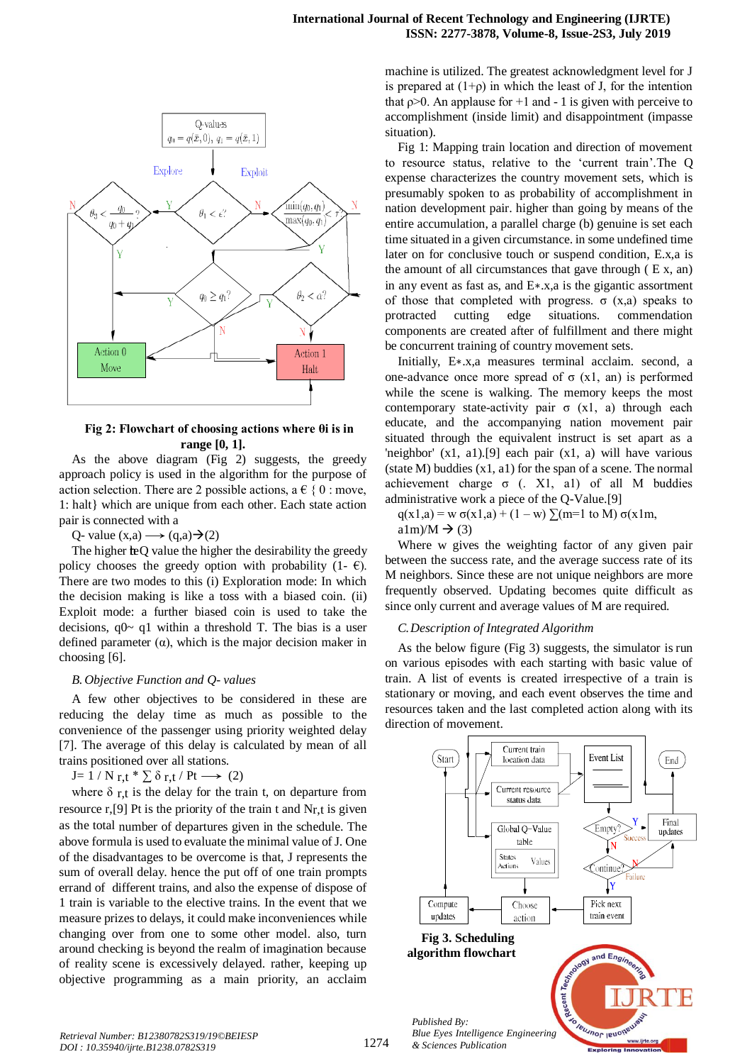Fig 2: **Flowchart of choosing actions where θi is in range [0, 1].**

As the above diagram (Fig 2) suggests, the greedy approach policy is used in the algorithm for the purpose of action selection. There are 2 possible actions, a € { 0 : move, 1: halt} which are unique from each other. Each state action pair is connected with a

Q- value (x,a) ⟶ (q,a)→(2)

The higher the Q value the higher the desirability the greedy policy chooses the greedy option with probability (1- €). There are two modes to this (i) Exploration mode: In which the decision making is like a toss with a biased coin. (ii) Exploit mode: a further biased coin is used to take the decisions, q0~ q1 within a threshold T. The bias is a user defined parameter (α), which is the major decision maker in choosing [6].

*B. Objective Function and Q- values*

A few other objectives to be considered in these are reducing the delay time as much as possible to the convenience of the passenger using priority weighted delay [7]. The average of this delay is calculated by mean of all trains positioned over all stations.

J= 1 / N r,t * ∑ δ r,t / Pt ⟶ (2)

where δ r,t is the delay for the train t, on departure from resource r,[9] Pt is the priority of the train t and Nr,t is given as the total number of departures given in the schedule. The above formula is used to evaluate the minimal value of J. One of the disadvantages to be overcome is that, J represents the sum of overall delay. hence the put off of one train prompts errand of different trains, and also the expense of dispose of 1 train is variable to the elective trains. In the event that we measure prizes to delays, it could make inconveniences while changing over from one to some other model. also, turn around checking is beyond the realm of imagination because of reality scene is excessively delayed. rather, keeping up objective programming as a main priority, an acclaim machine is utilized. The greatest acknowledgment level for J is prepared at (1+ρ) in which the least of J, for the intention that ρ>0. An applause for +1 and - 1 is given with perceive to accomplishment (inside limit) and disappointment (impasse situation).

Fig 1: Mapping train location and direction of movement to resource status, relative to the 'current train'.The Q expense characterizes the country movement sets, which is presumably spoken to as probability of accomplishment in nation development pair. higher than going by means of the entire accumulation, a parallel charge (b) genuine is set each time situated in a given circumstance. in some undefined time later on for conclusive touch or suspend condition, E.x,a is the amount of all circumstances that gave through ( E x, an) in any event as fast as, and E∗.x,a is the gigantic assortment of those that completed with progress. σ (x,a) speaks to protracted cutting edge situations. commendation components are created after of fulfillment and there might be concurrent training of country movement sets.

Initially, E∗.x,a measures terminal acclaim. second, a one-advance once more spread of σ (x1, an) is performed while the scene is walking. The memory keeps the most contemporary state-activity pair σ (x1, a) through each educate, and the accompanying nation movement pair situated through the equivalent instruct is set apart as a 'neighbor' (x1, a1).[9] each pair (x1, a) will have various (state M) buddies (x1, a1) for the span of a scene. The normal achievement charge σ (. X1, a1) of all M buddies administrative work a piece of the Q-Value.[9]

q(x1,a) = w σ(x1,a) + (1 – w) ∑(m=1 to M) σ(x1m, a1m)/M → (3)

Where w gives the weighting factor of any given pair between the success rate, and the average success rate of its M neighbors. Since these are not unique neighbors are more frequently observed. Updating becomes quite difficult as since only current and average values of M are required.

*C. Description of Integrated Algorithm*

As the below figure (Fig 3) suggests, the simulator is run on various episodes with each starting with basic value of train. A list of events is created irrespective of a train is stationary or moving, and each event observes the time and resources taken and the last completed action along with its direction of movement.

**Fig 3. Scheduling algorithm flowchart**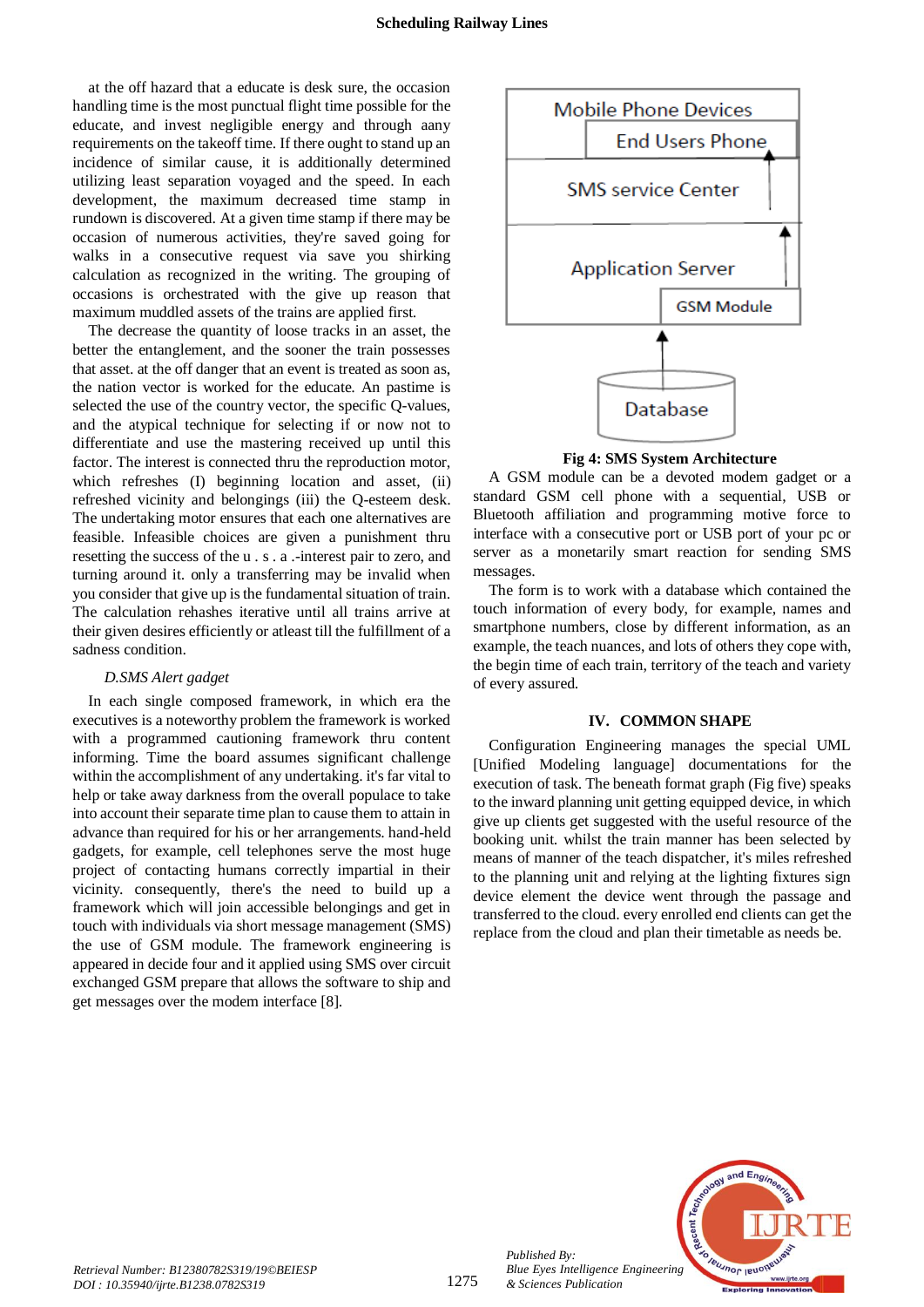at the off hazard that a educate is desk sure, the occasion handling time is the most punctual flight time possible for the educate, and invest negligible energy and through aany requirements on the takeoff time. If there ought to stand up an incidence of similar cause, it is additionally determined utilizing least separation voyaged and the speed. In each development, the maximum decreased time stamp in rundown is discovered. At a given time stamp if there may be occasion of numerous activities, they're saved going for walks in a consecutive request via save you shirking calculation as recognized in the writing. The grouping of occasions is orchestrated with the give up reason that maximum muddled assets of the trains are applied first.

The decrease the quantity of loose tracks in an asset, the better the entanglement, and the sooner the train possesses that asset. at the off danger that an event is treated as soon as, the nation vector is worked for the educate. An pastime is selected the use of the country vector, the specific Q-values, and the atypical technique for selecting if or now not to differentiate and use the mastering received up until this factor. The interest is connected thru the reproduction motor, which refreshes (I) beginning location and asset, (ii) refreshed vicinity and belongings (iii) the Q-esteem desk. The undertaking motor ensures that each one alternatives are feasible. Infeasible choices are given a punishment thru resetting the success of the u . s . a .-interest pair to zero, and turning around it. only a transferring may be invalid when you consider that give up is the fundamental situation of train. The calculation rehashes iterative until all trains arrive at their given desires efficiently or atleast till the fulfillment of a sadness condition.

### *D.SMS Alert gadget*

In each single composed framework, in which era the executives is a noteworthy problem the framework is worked with a programmed cautioning framework thru content informing. Time the board assumes significant challenge within the accomplishment of any undertaking. it's far vital to help or take away darkness from the overall populace to take into account their separate time plan to cause them to attain in advance than required for his or her arrangements. hand-held gadgets, for example, cell telephones serve the most huge project of contacting humans correctly impartial in their vicinity. consequently, there's the need to build up a framework which will join accessible belongings and get in touch with individuals via short message management (SMS) the use of GSM module. The framework engineering is appeared in decide four and it applied using SMS over circuit exchanged GSM prepare that allows the software to ship and get messages over the modem interface [8].

Mobile Phone Devices
End Users Phone
SMS service Center
Application Server
GSM Module
Database

**Fig 4: SMS System Architecture**

A GSM module can be a devoted modem gadget or a standard GSM cell phone with a sequential, USB or Bluetooth affiliation and programming motive force to interface with a consecutive port or USB port of your pc or server as a monetarily smart reaction for sending SMS messages.

The form is to work with a database which contained the touch information of every body, for example, names and smartphone numbers, close by different information, as an example, the teach nuances, and lots of others they cope with, the begin time of each train, territory of the teach and variety of every assured.

## IV. COMMON SHAPE

Configuration Engineering manages the special UML [Unified Modeling language] documentations for the execution of task. The beneath format graph (Fig five) speaks to the inward planning unit getting equipped device, in which give up clients get suggested with the useful resource of the booking unit. whilst the train manner has been selected by means of manner of the teach dispatcher, it's miles refreshed to the planning unit and relying at the lighting fixtures sign device element the device went through the passage and transferred to the cloud. every enrolled end clients can get the replace from the cloud and plan their timetable as needs be.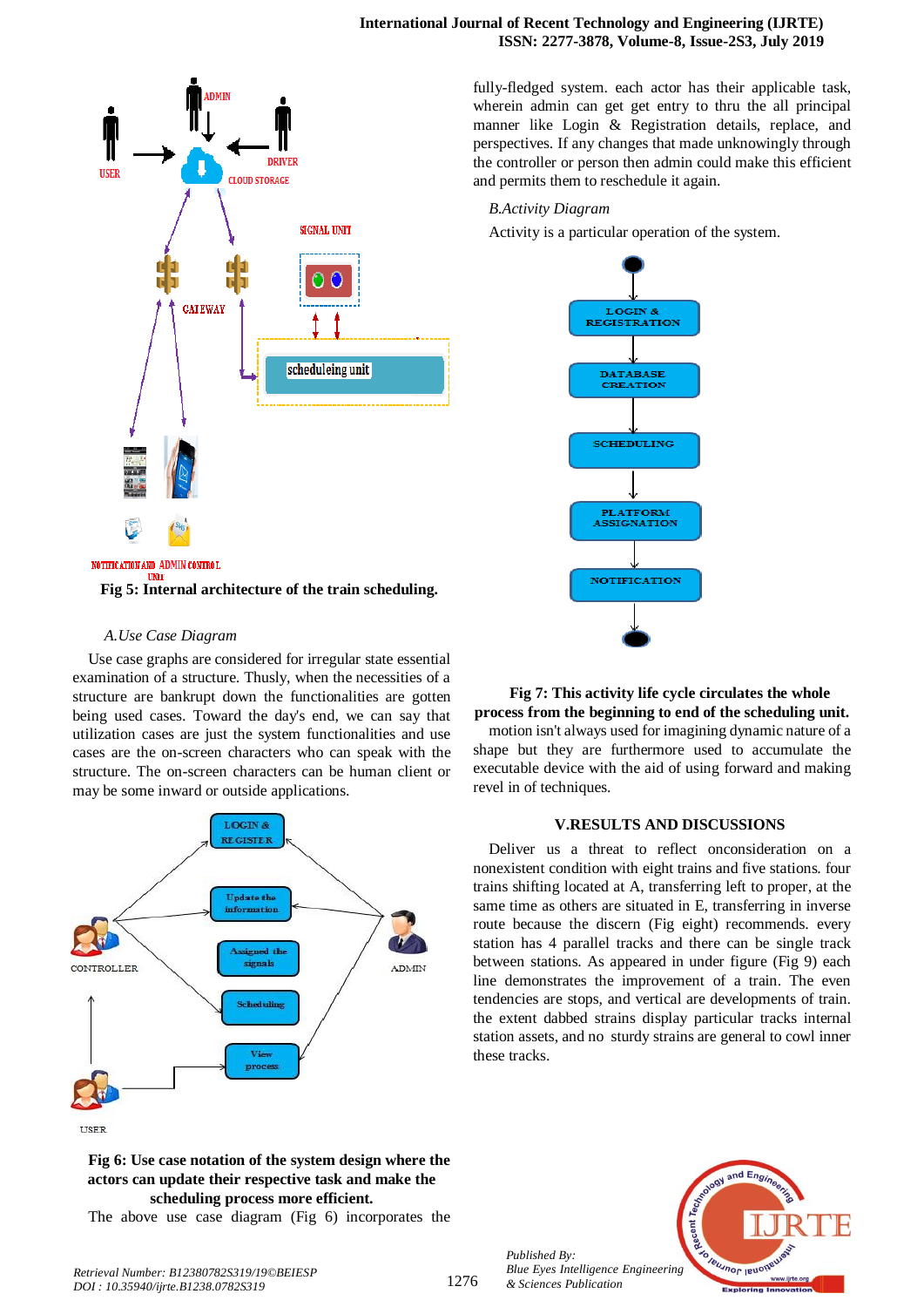Fig 5: Internal architecture of the train scheduling.

*A.Use Case Diagram*

Use case graphs are considered for irregular state essential examination of a structure. Thusly, when the necessities of a structure are bankrupt down the functionalities are gotten being used cases. Toward the day's end, we can say that utilization cases are just the system functionalities and use cases are the on-screen characters who can speak with the structure. The on-screen characters can be human client or may be some inward or outside applications.

Fig 6: Use case notation of the system design where the actors can update their respective task and make the scheduling process more efficient.

The above use case diagram (Fig 6) incorporates the fully-fledged system. each actor has their applicable task, wherein admin can get get entry to thru the all principal manner like Login & Registration details, replace, and perspectives. If any changes that made unknowingly through the controller or person then admin could make this efficient and permits them to reschedule it again.

*B.Activity Diagram*

Activity is a particular operation of the system.

Fig 7: This activity life cycle circulates the whole process from the beginning to end of the scheduling unit.

motion isn't always used for imagining dynamic nature of a shape but they are furthermore used to accumulate the executable device with the aid of using forward and making revel in of techniques.

## V.RESULTS AND DISCUSSIONS

Deliver us a threat to reflect onconsideration on a nonexistent condition with eight trains and five stations. four trains shifting located at A, transferring left to proper, at the same time as others are situated in E, transferring in inverse route because the discern (Fig eight) recommends. every station has 4 parallel tracks and there can be single track between stations. As appeared in under figure (Fig 9) each line demonstrates the improvement of a train. The even tendencies are stops, and vertical are developments of train. the extent dabbed strains display particular tracks internal station assets, and no sturdy strains are general to cowl inner these tracks.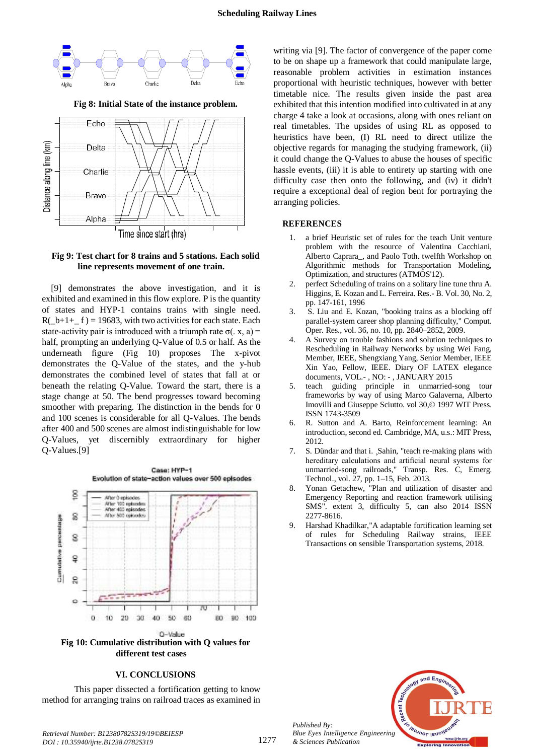Alpha Bravo Charlie Delta Echo

**Fig 8: Initial State of the instance problem.**

Echo
Delta
Charlie
Bravo
Alpha
Distance along line (km)
Time since start (hrs)

**Fig 9: Test chart for 8 trains and 5 stations. Each solid line represents movement of one train.**

[9] demonstrates the above investigation, and it is exhibited and examined in this flow explore. P is the quantity of states and HYP-1 contains trains with single need. R(_b+1+_ f ) = 19683, with two activities for each state. Each state-activity pair is introduced with a triumph rate σ(. x, a) = half, prompting an underlying Q-Value of 0.5 or half. As the underneath figure (Fig 10) proposes The x-pivot demonstrates the Q-Value of the states, and the y-hub demonstrates the combined level of states that fall at or beneath the relating Q-Value. Toward the start, there is a stage change at 50. The bend progresses toward becoming smoother with preparing. The distinction in the bends for 0 and 100 scenes is considerable for all Q-Values. The bends after 400 and 500 scenes are almost indistinguishable for low Q-Values, yet discernibly extraordinary for higher Q-Values.[9]

Case: HYP-1
Evolution of state-action values over 500 episodes

After 0 episodes
After 100 episodes
After 400 episodes
After 500 episodes

Cumulative percentage
0 20 40 60 80 100

0 10 20 30 40 50 60 70 80 90 100
Q-Value

**Fig 10: Cumulative distribution with Q values for different test cases**

## VI. CONCLUSIONS

This paper dissected a fortification getting to know method for arranging trains on railroad traces as examined in writing via [9]. The factor of convergence of the paper come to be on shape up a framework that could manipulate large, reasonable problem activities in estimation instances proportional with heuristic techniques, however with better timetable nice. The results given inside the past area exhibited that this intention modified into cultivated in at any charge 4 take a look at occasions, along with ones reliant on real timetables. The upsides of using RL as opposed to heuristics have been, (I) RL need to direct utilize the objective regards for managing the studying framework, (ii) it could change the Q-Values to abuse the houses of specific hassle events, (iii) it is able to entirety up starting with one difficulty case then onto the following, and (iv) it didn't require a exceptional deal of region bent for portraying the arranging policies.

## REFERENCES

1. a brief Heuristic set of rules for the teach Unit venture problem with the resource of Valentina Cacchiani, Alberto Caprara_, and Paolo Toth. twelfth Workshop on Algorithmic methods for Transportation Modeling, Optimization, and structures (ATMOS'12).
2. perfect Scheduling of trains on a solitary line tune thru A. Higgins, E. Kozan and L. Ferreira. Res.- B. Vol. 30, No. 2, pp. 147-161, 1996
3. S. Liu and E. Kozan, "booking trains as a blocking off parallel-system career shop planning difficulty," Comput. Oper. Res., vol. 36, no. 10, pp. 2840–2852, 2009.
4. A Survey on trouble fashions and solution techniques to Rescheduling in Railway Networks by using Wei Fang, Member, IEEE, Shengxiang Yang, Senior Member, IEEE Xin Yao, Fellow, IEEE. Diary OF LATEX elegance documents, VOL.- , NO: - , JANUARY 2015
5. teach guiding principle in unmarried-song tour frameworks by way of using Marco Galaverna, Alberto Imovilli and Giuseppe Sciutto. vol 30,© 1997 WIT Press. ISSN 1743-3509
6. R. Sutton and A. Barto, Reinforcement learning: An introduction, second ed. Cambridge, MA, u.s.: MIT Press, 2012.
7. S. Dündar and that i. ¸Sahin, "teach re-making plans with hereditary calculations and artificial neural systems for unmarried-song railroads," Transp. Res. C, Emerg. Technol., vol. 27, pp. 1–15, Feb. 2013.
8. Yonan Getachew, "Plan and utilization of disaster and Emergency Reporting and reaction framework utilising SMS". extent 3, difficulty 5, can also 2014 ISSN 2277-8616.
9. Harshad Khadilkar,"A adaptable fortification learning set of rules for Scheduling Railway strains, IEEE Transactions on sensible Transportation systems, 2018.